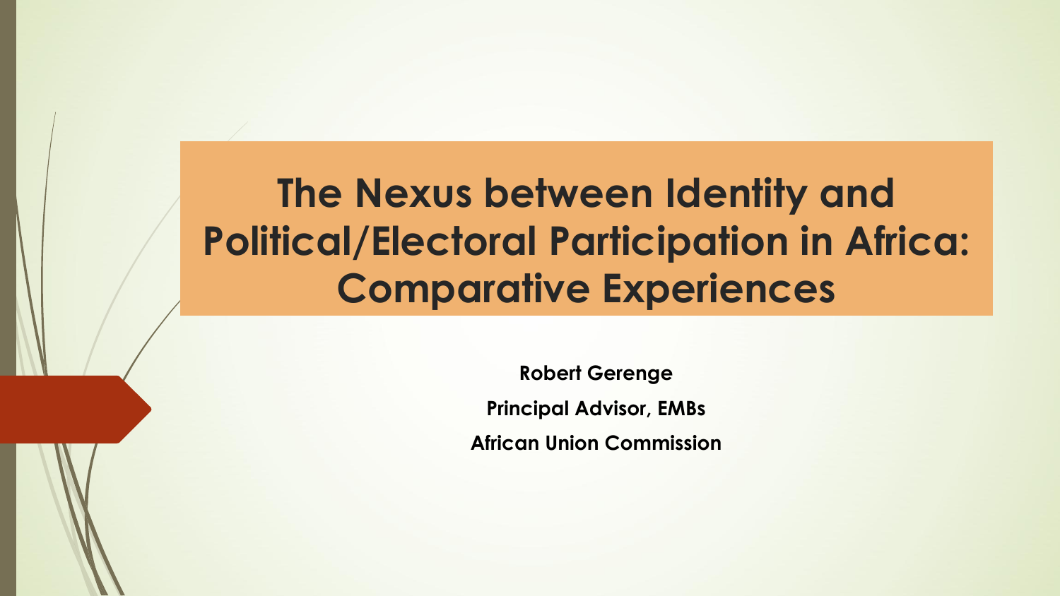# The Nexus between Identity and Political/Electoral Participation in Africa: Comparative Experiences

**Robert Gerenge**

**Principal Advisor, EMBs**

**African Union Commission**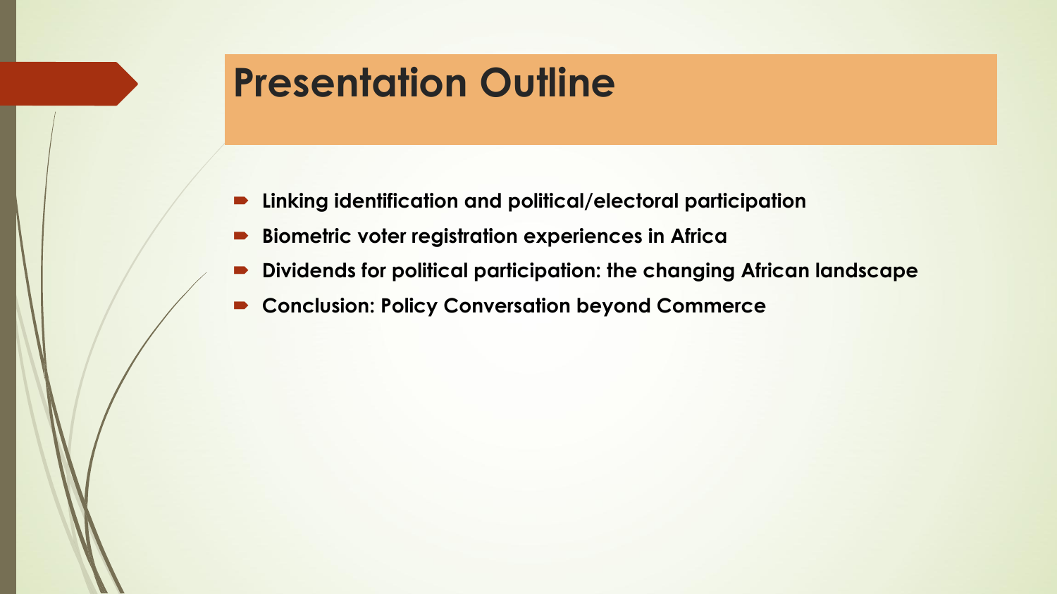# Presentation Outline

- **Linking identification and political/electoral participation**
- **Biometric voter registration experiences in Africa**
- **Dividends for political participation: the changing African landscape**
- **Conclusion: Policy Conversation beyond Commerce**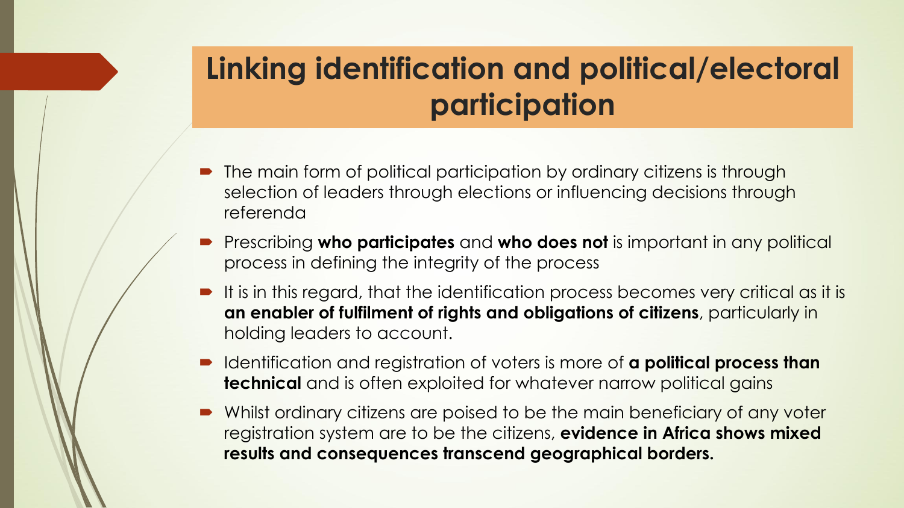# Linking identification and political/electoral participation

- The main form of political participation by ordinary citizens is through selection of leaders through elections or influencing decisions through referenda
- Prescribing **who participates** and **who does not** is important in any political process in defining the integrity of the process
- It is in this regard, that the identification process becomes very critical as it is **an enabler of fulfilment of rights and obligations of citizens**, particularly in holding leaders to account.
- Identification and registration of voters is more of **a political process than technical** and is often exploited for whatever narrow political gains
- Whilst ordinary citizens are poised to be the main beneficiary of any voter registration system are to be the citizens, **evidence in Africa shows mixed results and consequences transcend geographical borders.**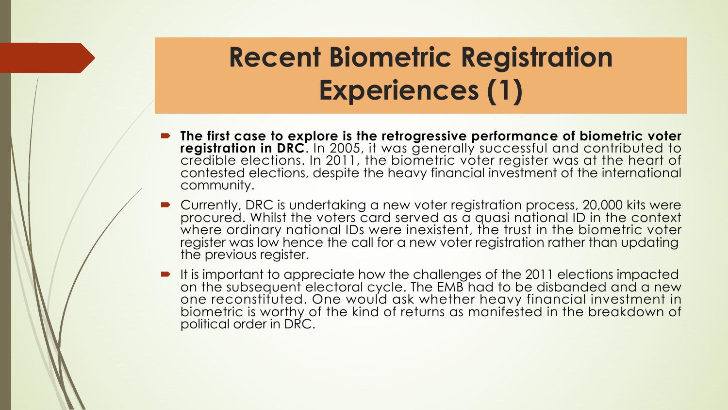# Recent Biometric Registration Experiences (1)

- **The first case to explore is the retrogressive performance of biometric voter registration in DRC**. In 2005, it was generally successful and contributed to credible elections. In 2011, the biometric voter register was at the heart of contested elections, despite the heavy financial investment of the international community.
- Currently, DRC is undertaking a new voter registration process, 20,000 kits were procured. Whilst the voters card served as a quasi national ID in the context where ordinary national IDs were inexistent, the trust in the biometric voter register was low hence the call for a new voter registration rather than updating the previous register.
- It is important to appreciate how the challenges of the 2011 elections impacted on the subsequent electoral cycle. The EMB had to be disbanded and a new one reconstituted. One would ask whether heavy financial investment in biometric is worthy of the kind of returns as manifested in the breakdown of political order in DRC.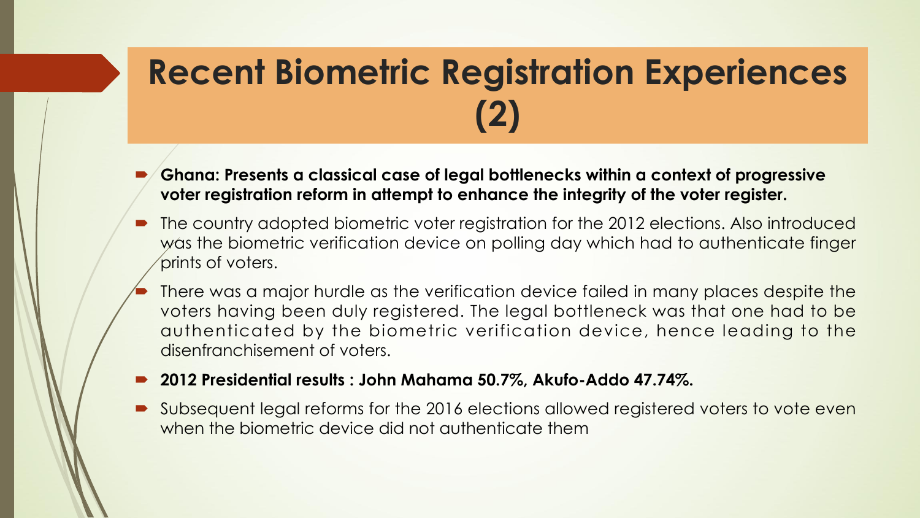# Recent Biometric Registration Experiences (2)

- **Ghana: Presents a classical case of legal bottlenecks within a context of progressive voter registration reform in attempt to enhance the integrity of the voter register.**
- The country adopted biometric voter registration for the 2012 elections. Also introduced was the biometric verification device on polling day which had to authenticate finger prints of voters.
- There was a major hurdle as the verification device failed in many places despite the voters having been duly registered. The legal bottleneck was that one had to be authenticated by the biometric verification device, hence leading to the disenfranchisement of voters.
- **2012 Presidential results : John Mahama 50.7%, Akufo-Addo 47.74%.**
- Subsequent legal reforms for the 2016 elections allowed registered voters to vote even when the biometric device did not authenticate them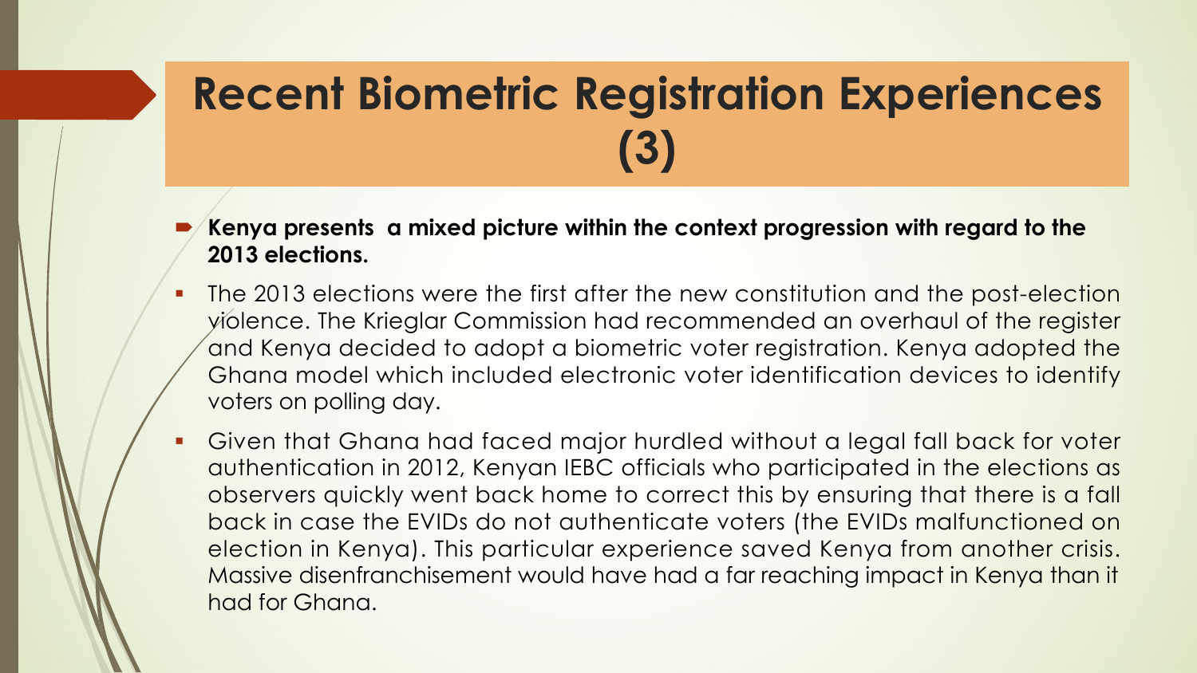# Recent Biometric Registration Experiences (3)

- **Kenya presents a mixed picture within the context progression with regard to the 2013 elections.**
- The 2013 elections were the first after the new constitution and the post-election violence. The Krieglar Commission had recommended an overhaul of the register and Kenya decided to adopt a biometric voter registration. Kenya adopted the Ghana model which included electronic voter identification devices to identify voters on polling day.
- Given that Ghana had faced major hurdled without a legal fall back for voter authentication in 2012, Kenyan IEBC officials who participated in the elections as observers quickly went back home to correct this by ensuring that there is a fall back in case the EVIDs do not authenticate voters (the EVIDs malfunctioned on election in Kenya). This particular experience saved Kenya from another crisis. Massive disenfranchisement would have had a far reaching impact in Kenya than it had for Ghana.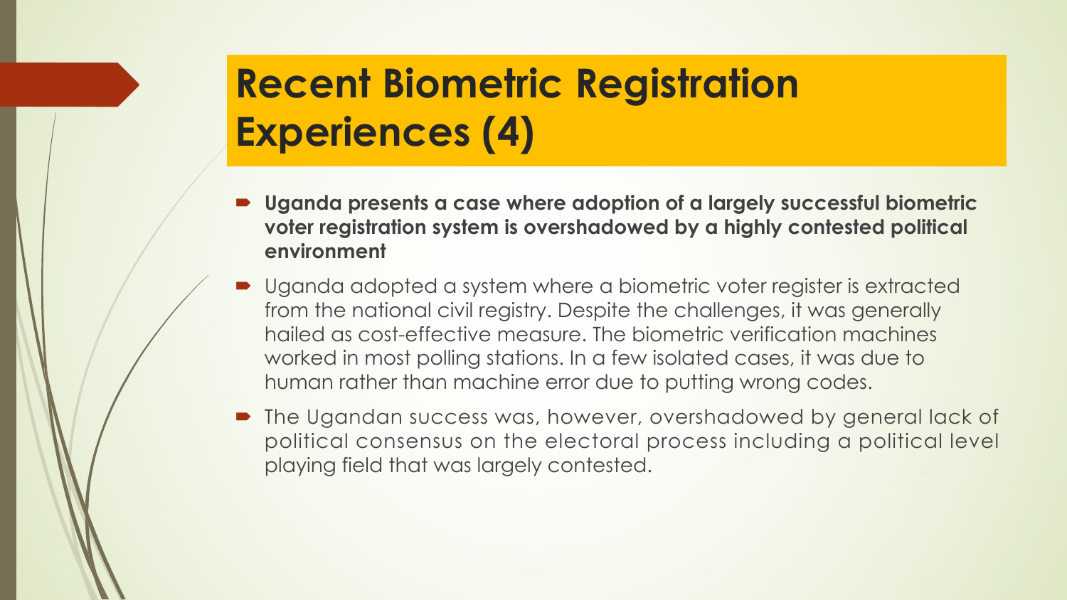# Recent Biometric Registration Experiences (4)

- **Uganda presents a case where adoption of a largely successful biometric voter registration system is overshadowed by a highly contested political environment**
- Uganda adopted a system where a biometric voter register is extracted from the national civil registry. Despite the challenges, it was generally hailed as cost-effective measure. The biometric verification machines worked in most polling stations. In a few isolated cases, it was due to human rather than machine error due to putting wrong codes.
- The Ugandan success was, however, overshadowed by general lack of political consensus on the electoral process including a political level playing field that was largely contested.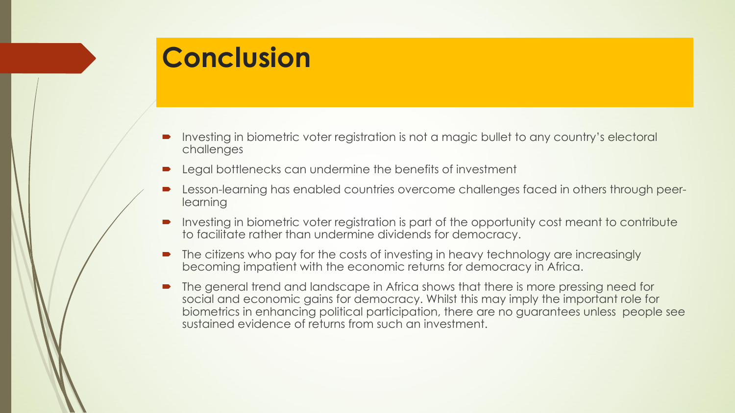# Conclusion

- Investing in biometric voter registration is not a magic bullet to any country's electoral challenges
- Legal bottlenecks can undermine the benefits of investment
- Lesson-learning has enabled countries overcome challenges faced in others through peer-learning
- Investing in biometric voter registration is part of the opportunity cost meant to contribute to facilitate rather than undermine dividends for democracy.
- The citizens who pay for the costs of investing in heavy technology are increasingly becoming impatient with the economic returns for democracy in Africa.
- The general trend and landscape in Africa shows that there is more pressing need for social and economic gains for democracy. Whilst this may imply the important role for biometrics in enhancing political participation, there are no guarantees unless people see sustained evidence of returns from such an investment.